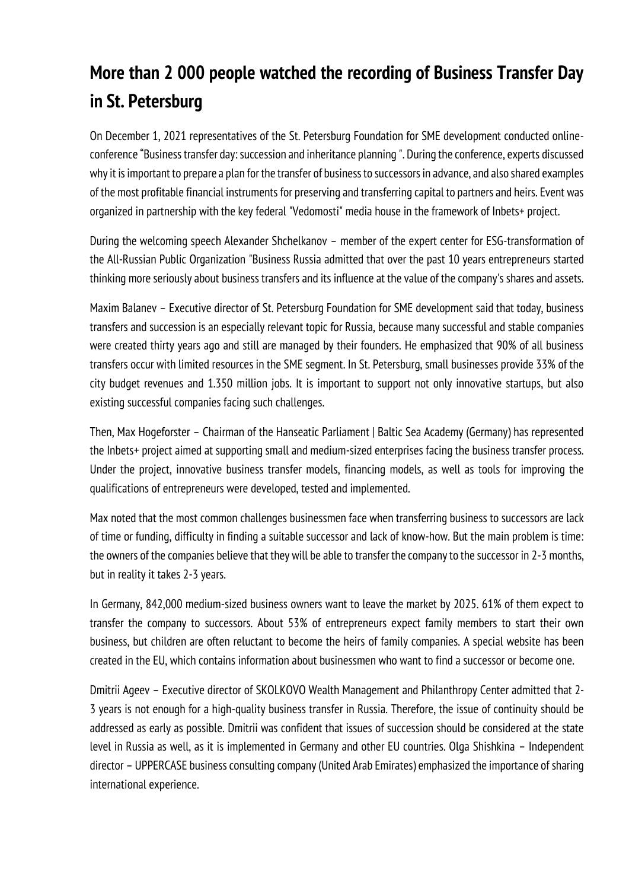# More than 2 000 people watched the recording of Business Transfer Day in St. Petersburg

On December 1, 2021 representatives of the St. Petersburg Foundation for SME development conducted online-conference "Business transfer day: succession and inheritance planning ". During the conference, experts discussed why it is important to prepare a plan for the transfer of business to successors in advance, and also shared examples of the most profitable financial instruments for preserving and transferring capital to partners and heirs. Event was organized in partnership with the key federal "Vedomosti" media house in the framework of Inbets+ project.

During the welcoming speech Alexander Shchelkanov – member of the expert center for ESG-transformation of the All-Russian Public Organization "Business Russia admitted that over the past 10 years entrepreneurs started thinking more seriously about business transfers and its influence at the value of the company's shares and assets.

Maxim Balanev – Executive director of St. Petersburg Foundation for SME development said that today, business transfers and succession is an especially relevant topic for Russia, because many successful and stable companies were created thirty years ago and still are managed by their founders. He emphasized that 90% of all business transfers occur with limited resources in the SME segment. In St. Petersburg, small businesses provide 33% of the city budget revenues and 1.350 million jobs. It is important to support not only innovative startups, but also existing successful companies facing such challenges.

Then, Max Hogeforster – Chairman of the Hanseatic Parliament | Baltic Sea Academy (Germany) has represented the Inbets+ project aimed at supporting small and medium-sized enterprises facing the business transfer process. Under the project, innovative business transfer models, financing models, as well as tools for improving the qualifications of entrepreneurs were developed, tested and implemented.

Max noted that the most common challenges businessmen face when transferring business to successors are lack of time or funding, difficulty in finding a suitable successor and lack of know-how. But the main problem is time: the owners of the companies believe that they will be able to transfer the company to the successor in 2-3 months, but in reality it takes 2-3 years.

In Germany, 842,000 medium-sized business owners want to leave the market by 2025. 61% of them expect to transfer the company to successors. About 53% of entrepreneurs expect family members to start their own business, but children are often reluctant to become the heirs of family companies. A special website has been created in the EU, which contains information about businessmen who want to find a successor or become one.

Dmitrii Ageev – Executive director of SKOLKOVO Wealth Management and Philanthropy Center admitted that 2-3 years is not enough for a high-quality business transfer in Russia. Therefore, the issue of continuity should be addressed as early as possible. Dmitrii was confident that issues of succession should be considered at the state level in Russia as well, as it is implemented in Germany and other EU countries. Olga Shishkina – Independent director – UPPERCASE business consulting company (United Arab Emirates) emphasized the importance of sharing international experience.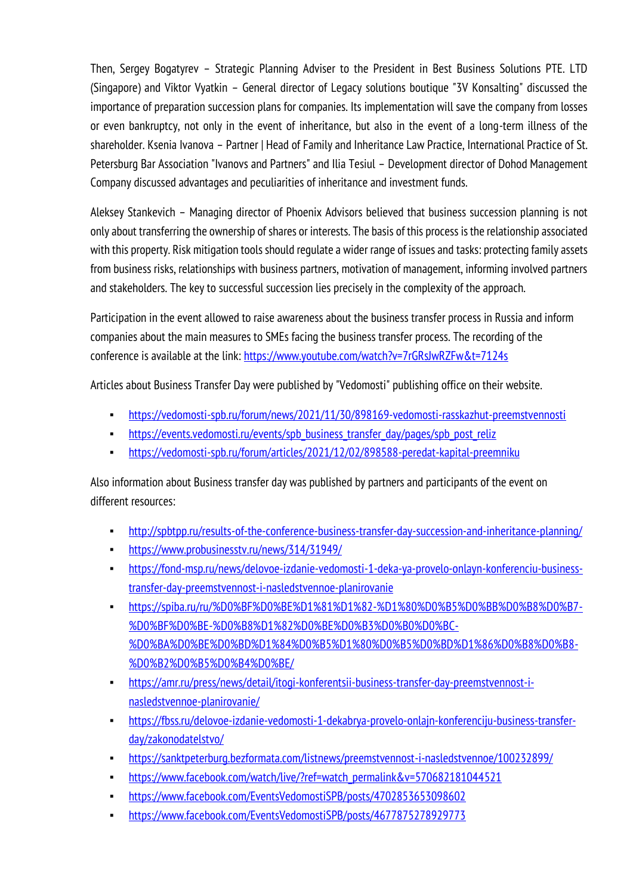Then, Sergey Bogatyrev – Strategic Planning Adviser to the President in Best Business Solutions PTE. LTD (Singapore) and Viktor Vyatkin – General director of Legacy solutions boutique "3V Konsalting" discussed the importance of preparation succession plans for companies. Its implementation will save the company from losses or even bankruptcy, not only in the event of inheritance, but also in the event of a long-term illness of the shareholder. Ksenia Ivanova – Partner | Head of Family and Inheritance Law Practice, International Practice of St. Petersburg Bar Association "Ivanovs and Partners" and Ilia Tesiul – Development director of Dohod Management Company discussed advantages and peculiarities of inheritance and investment funds.

Aleksey Stankevich – Managing director of Phoenix Advisors believed that business succession planning is not only about transferring the ownership of shares or interests. The basis of this process is the relationship associated with this property. Risk mitigation tools should regulate a wider range of issues and tasks: protecting family assets from business risks, relationships with business partners, motivation of management, informing involved partners and stakeholders. The key to successful succession lies precisely in the complexity of the approach.

Participation in the event allowed to raise awareness about the business transfer process in Russia and inform companies about the main measures to SMEs facing the business transfer process. The recording of the conference is available at the link: https://www.youtube.com/watch?v=7rGRsJwRZFw&t=7124s

Articles about Business Transfer Day were published by "Vedomosti" publishing office on their website.

- https://vedomosti-spb.ru/forum/news/2021/11/30/898169-vedomosti-rasskazhut-preemstvennosti
- https://events.vedomosti.ru/events/spb_business_transfer_day/pages/spb_post_reliz
- https://vedomosti-spb.ru/forum/articles/2021/12/02/898588-peredat-kapital-preemniku

Also information about Business transfer day was published by partners and participants of the event on different resources:

- http://spbtpp.ru/results-of-the-conference-business-transfer-day-succession-and-inheritance-planning/
- https://www.probusinesstv.ru/news/314/31949/
- https://fond-msp.ru/news/delovoe-izdanie-vedomosti-1-deka-ya-provelo-onlayn-konferenciu-business-transfer-day-preemstvennost-i-nasledstvennoe-planirovanie
- https://spiba.ru/ru/%D0%BF%D0%BE%D1%81%D1%82-%D1%80%D0%B5%D0%BB%D0%B8%D0%B7-%D0%BF%D0%BE-%D0%B8%D1%82%D0%BE%D0%B3%D0%B0%D0%BC-%D0%BA%D0%BE%D0%BD%D1%84%D0%B5%D1%80%D0%B5%D0%BD%D1%86%D0%B8%D0%B8-%D0%B2%D0%B5%D0%B4%D0%BE/
- https://amr.ru/press/news/detail/itogi-konferentsii-business-transfer-day-preemstvennost-i-nasledstvennoe-planirovanie/
- https://fbss.ru/delovoe-izdanie-vedomosti-1-dekabrya-provelo-onlajn-konferenciju-business-transfer-day/zakonodatelstvo/
- https://sanktpeterburg.bezformata.com/listnews/preemstvennost-i-nasledstvennoe/100232899/
- https://www.facebook.com/watch/live/?ref=watch_permalink&v=570682181044521
- https://www.facebook.com/EventsVedomostiSPB/posts/4702853653098602
- https://www.facebook.com/EventsVedomostiSPB/posts/4677875278929773